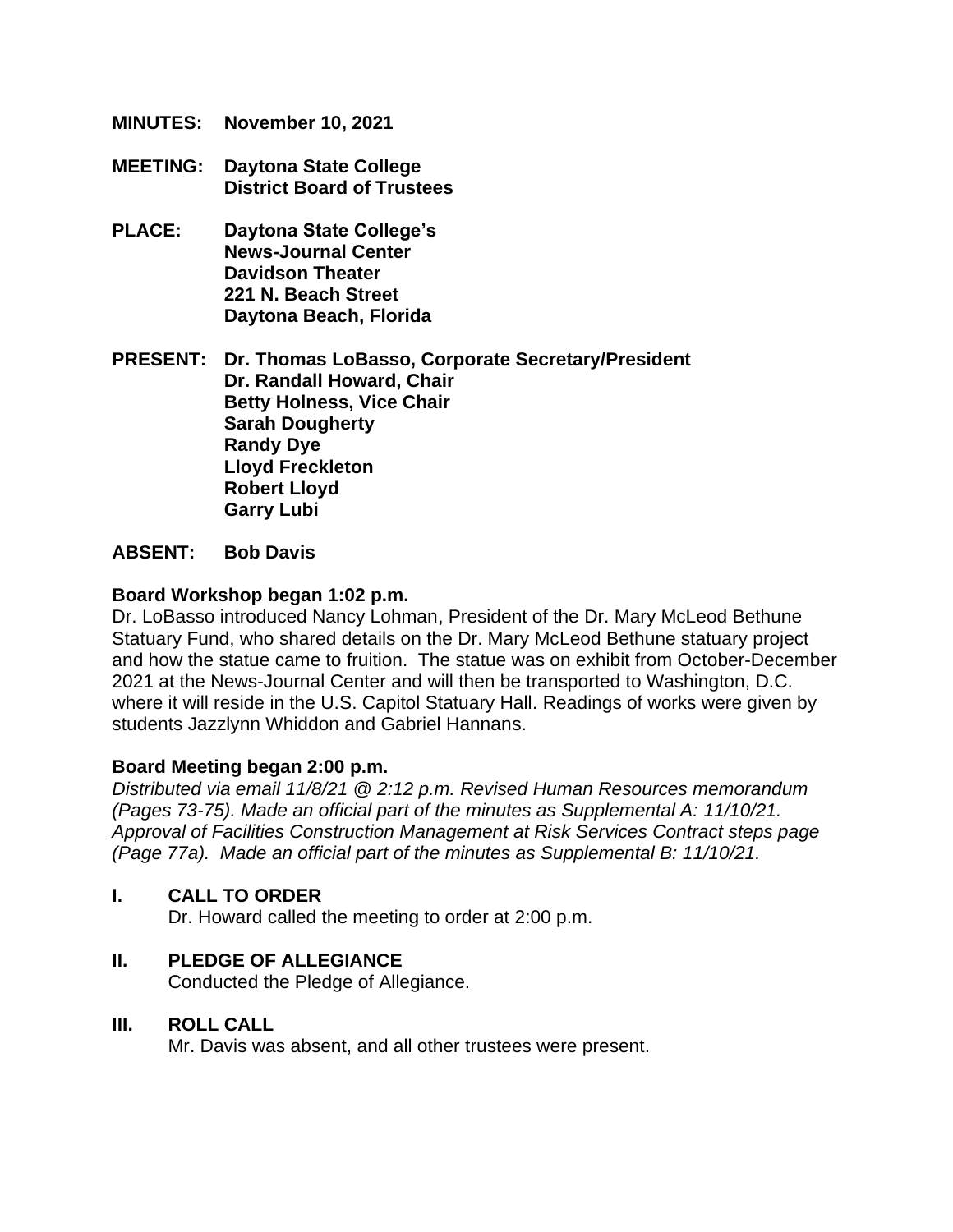**MINUTES:** **November 10, 2021**

**MEETING:** **Daytona State College**
**District Board of Trustees**

**PLACE:** **Daytona State College's**
**News-Journal Center**
**Davidson Theater**
**221 N. Beach Street**
**Daytona Beach, Florida**

**PRESENT:** **Dr. Thomas LoBasso, Corporate Secretary/President**
**Dr. Randall Howard, Chair**
**Betty Holness, Vice Chair**
**Sarah Dougherty**
**Randy Dye**
**Lloyd Freckleton**
**Robert Lloyd**
**Garry Lubi**

**ABSENT:** **Bob Davis**

**Board Workshop began 1:02 p.m.**

Dr. LoBasso introduced Nancy Lohman, President of the Dr. Mary McLeod Bethune Statuary Fund, who shared details on the Dr. Mary McLeod Bethune statuary project and how the statue came to fruition. The statue was on exhibit from October-December 2021 at the News-Journal Center and will then be transported to Washington, D.C. where it will reside in the U.S. Capitol Statuary Hall. Readings of works were given by students Jazzlynn Whiddon and Gabriel Hannans.

**Board Meeting began 2:00 p.m.**

*Distributed via email 11/8/21 @ 2:12 p.m. Revised Human Resources memorandum (Pages 73-75). Made an official part of the minutes as Supplemental A: 11/10/21. Approval of Facilities Construction Management at Risk Services Contract steps page (Page 77a). Made an official part of the minutes as Supplemental B: 11/10/21.*

## I. CALL TO ORDER

Dr. Howard called the meeting to order at 2:00 p.m.

## II. PLEDGE OF ALLEGIANCE

Conducted the Pledge of Allegiance.

## III. ROLL CALL

Mr. Davis was absent, and all other trustees were present.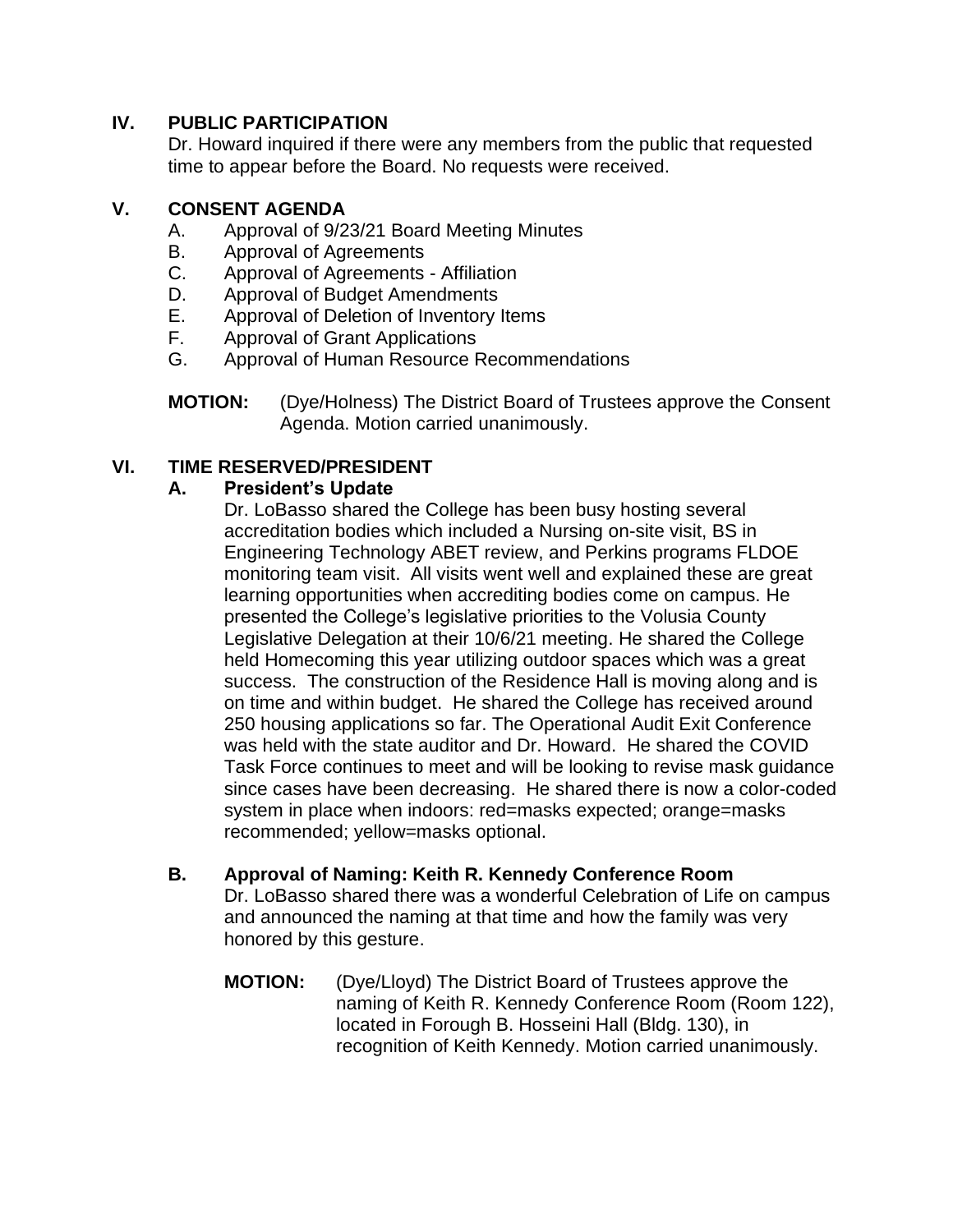## IV. PUBLIC PARTICIPATION

Dr. Howard inquired if there were any members from the public that requested time to appear before the Board. No requests were received.

## V. CONSENT AGENDA

A. Approval of 9/23/21 Board Meeting Minutes
B. Approval of Agreements
C. Approval of Agreements - Affiliation
D. Approval of Budget Amendments
E. Approval of Deletion of Inventory Items
F. Approval of Grant Applications
G. Approval of Human Resource Recommendations

**MOTION:** (Dye/Holness) The District Board of Trustees approve the Consent Agenda. Motion carried unanimously.

## VI. TIME RESERVED/PRESIDENT

### A. President's Update

Dr. LoBasso shared the College has been busy hosting several accreditation bodies which included a Nursing on-site visit, BS in Engineering Technology ABET review, and Perkins programs FLDOE monitoring team visit. All visits went well and explained these are great learning opportunities when accrediting bodies come on campus. He presented the College's legislative priorities to the Volusia County Legislative Delegation at their 10/6/21 meeting. He shared the College held Homecoming this year utilizing outdoor spaces which was a great success. The construction of the Residence Hall is moving along and is on time and within budget. He shared the College has received around 250 housing applications so far. The Operational Audit Exit Conference was held with the state auditor and Dr. Howard. He shared the COVID Task Force continues to meet and will be looking to revise mask guidance since cases have been decreasing. He shared there is now a color-coded system in place when indoors: red=masks expected; orange=masks recommended; yellow=masks optional.

### B. Approval of Naming: Keith R. Kennedy Conference Room

Dr. LoBasso shared there was a wonderful Celebration of Life on campus and announced the naming at that time and how the family was very honored by this gesture.

**MOTION:** (Dye/Lloyd) The District Board of Trustees approve the naming of Keith R. Kennedy Conference Room (Room 122), located in Forough B. Hosseini Hall (Bldg. 130), in recognition of Keith Kennedy. Motion carried unanimously.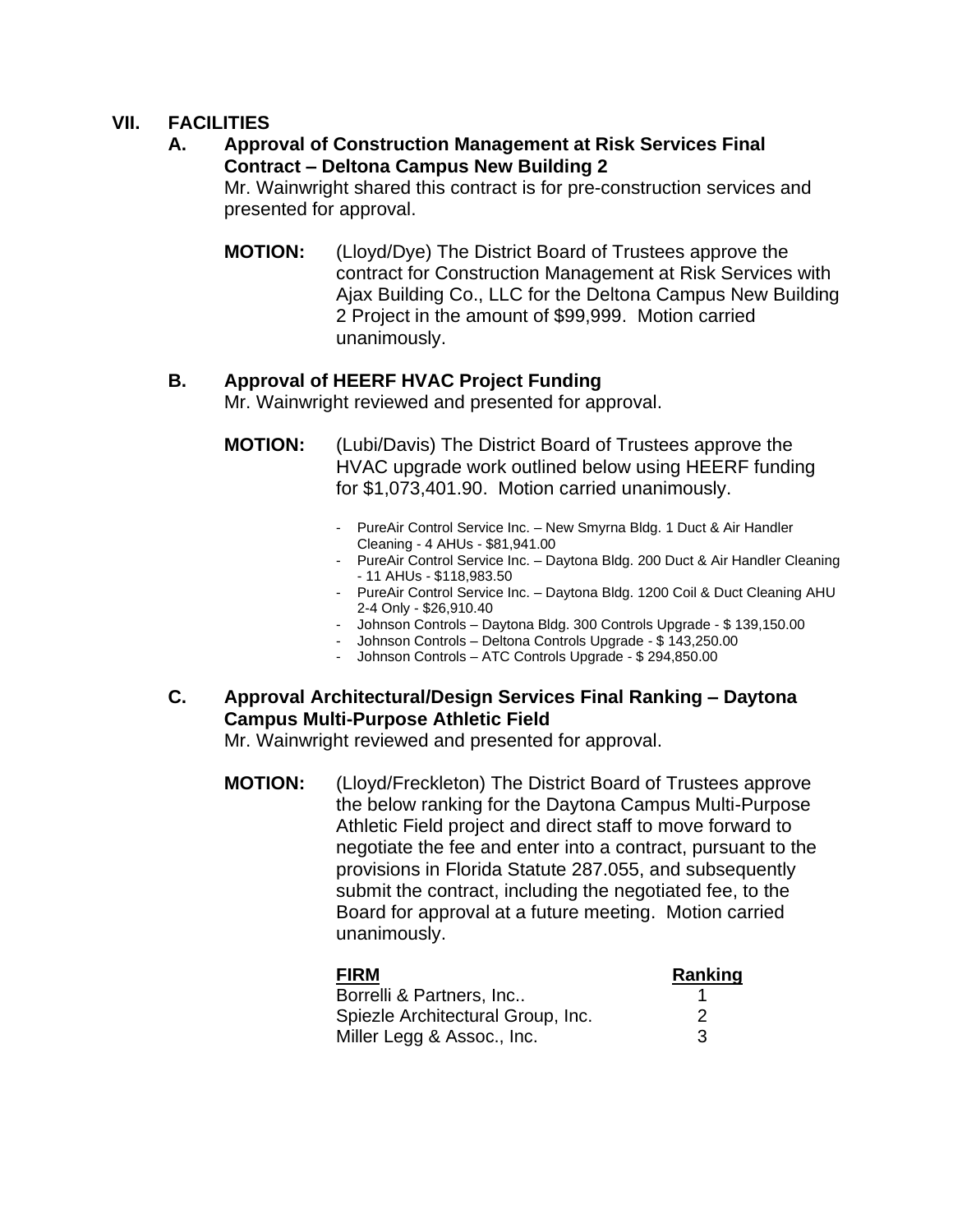## VII. FACILITIES

### A. Approval of Construction Management at Risk Services Final Contract – Deltona Campus New Building 2

Mr. Wainwright shared this contract is for pre-construction services and presented for approval.

**MOTION:** (Lloyd/Dye) The District Board of Trustees approve the contract for Construction Management at Risk Services with Ajax Building Co., LLC for the Deltona Campus New Building 2 Project in the amount of $99,999. Motion carried unanimously.

### B. Approval of HEERF HVAC Project Funding

Mr. Wainwright reviewed and presented for approval.

**MOTION:** (Lubi/Davis) The District Board of Trustees approve the HVAC upgrade work outlined below using HEERF funding for $1,073,401.90. Motion carried unanimously.

- PureAir Control Service Inc. – New Smyrna Bldg. 1 Duct & Air Handler Cleaning - 4 AHUs - $81,941.00
- PureAir Control Service Inc. – Daytona Bldg. 200 Duct & Air Handler Cleaning - 11 AHUs - $118,983.50
- PureAir Control Service Inc. – Daytona Bldg. 1200 Coil & Duct Cleaning AHU 2-4 Only - $26,910.40
- Johnson Controls – Daytona Bldg. 300 Controls Upgrade - $ 139,150.00
- Johnson Controls – Deltona Controls Upgrade - $ 143,250.00
- Johnson Controls – ATC Controls Upgrade - $ 294,850.00

### C. Approval Architectural/Design Services Final Ranking – Daytona Campus Multi-Purpose Athletic Field

Mr. Wainwright reviewed and presented for approval.

**MOTION:** (Lloyd/Freckleton) The District Board of Trustees approve the below ranking for the Daytona Campus Multi-Purpose Athletic Field project and direct staff to move forward to negotiate the fee and enter into a contract, pursuant to the provisions in Florida Statute 287.055, and subsequently submit the contract, including the negotiated fee, to the Board for approval at a future meeting. Motion carried unanimously.

| FIRM | Ranking |
| --- | --- |
| Borrelli & Partners, Inc.. | 1 |
| Spiezle Architectural Group, Inc. | 2 |
| Miller Legg & Assoc., Inc. | 3 |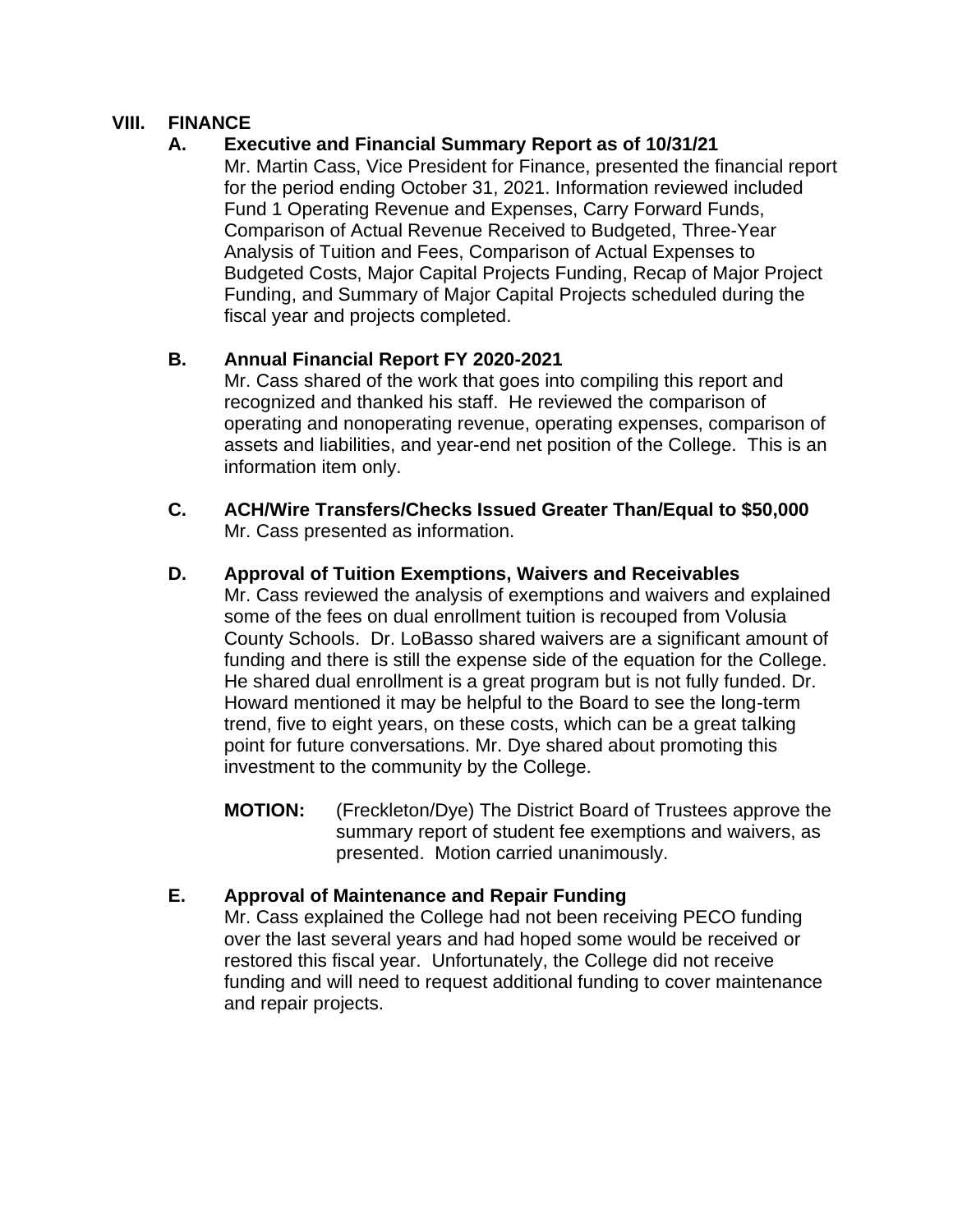## VIII. FINANCE

### A. Executive and Financial Summary Report as of 10/31/21

Mr. Martin Cass, Vice President for Finance, presented the financial report for the period ending October 31, 2021. Information reviewed included Fund 1 Operating Revenue and Expenses, Carry Forward Funds, Comparison of Actual Revenue Received to Budgeted, Three-Year Analysis of Tuition and Fees, Comparison of Actual Expenses to Budgeted Costs, Major Capital Projects Funding, Recap of Major Project Funding, and Summary of Major Capital Projects scheduled during the fiscal year and projects completed.

### B. Annual Financial Report FY 2020-2021

Mr. Cass shared of the work that goes into compiling this report and recognized and thanked his staff. He reviewed the comparison of operating and nonoperating revenue, operating expenses, comparison of assets and liabilities, and year-end net position of the College. This is an information item only.

### C. ACH/Wire Transfers/Checks Issued Greater Than/Equal to $50,000

Mr. Cass presented as information.

### D. Approval of Tuition Exemptions, Waivers and Receivables

Mr. Cass reviewed the analysis of exemptions and waivers and explained some of the fees on dual enrollment tuition is recouped from Volusia County Schools. Dr. LoBasso shared waivers are a significant amount of funding and there is still the expense side of the equation for the College. He shared dual enrollment is a great program but is not fully funded. Dr. Howard mentioned it may be helpful to the Board to see the long-term trend, five to eight years, on these costs, which can be a great talking point for future conversations. Mr. Dye shared about promoting this investment to the community by the College.

**MOTION:** (Freckleton/Dye) The District Board of Trustees approve the summary report of student fee exemptions and waivers, as presented. Motion carried unanimously.

### E. Approval of Maintenance and Repair Funding

Mr. Cass explained the College had not been receiving PECO funding over the last several years and had hoped some would be received or restored this fiscal year. Unfortunately, the College did not receive funding and will need to request additional funding to cover maintenance and repair projects.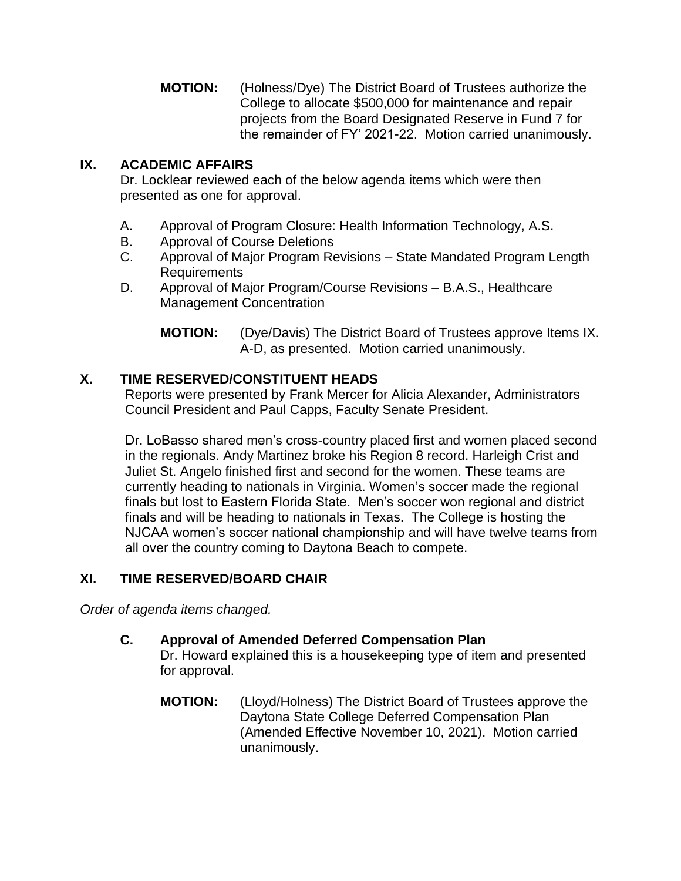**MOTION:** (Holness/Dye) The District Board of Trustees authorize the College to allocate $500,000 for maintenance and repair projects from the Board Designated Reserve in Fund 7 for the remainder of FY' 2021-22. Motion carried unanimously.

## IX. ACADEMIC AFFAIRS

Dr. Locklear reviewed each of the below agenda items which were then presented as one for approval.

A. Approval of Program Closure: Health Information Technology, A.S.
B. Approval of Course Deletions
C. Approval of Major Program Revisions – State Mandated Program Length Requirements
D. Approval of Major Program/Course Revisions – B.A.S., Healthcare Management Concentration

**MOTION:** (Dye/Davis) The District Board of Trustees approve Items IX. A-D, as presented. Motion carried unanimously.

## X. TIME RESERVED/CONSTITUENT HEADS

Reports were presented by Frank Mercer for Alicia Alexander, Administrators Council President and Paul Capps, Faculty Senate President.

Dr. LoBasso shared men's cross-country placed first and women placed second in the regionals. Andy Martinez broke his Region 8 record. Harleigh Crist and Juliet St. Angelo finished first and second for the women. These teams are currently heading to nationals in Virginia. Women's soccer made the regional finals but lost to Eastern Florida State. Men's soccer won regional and district finals and will be heading to nationals in Texas. The College is hosting the NJCAA women's soccer national championship and will have twelve teams from all over the country coming to Daytona Beach to compete.

## XI. TIME RESERVED/BOARD CHAIR

*Order of agenda items changed.*

### C. Approval of Amended Deferred Compensation Plan

Dr. Howard explained this is a housekeeping type of item and presented for approval.

**MOTION:** (Lloyd/Holness) The District Board of Trustees approve the Daytona State College Deferred Compensation Plan (Amended Effective November 10, 2021). Motion carried unanimously.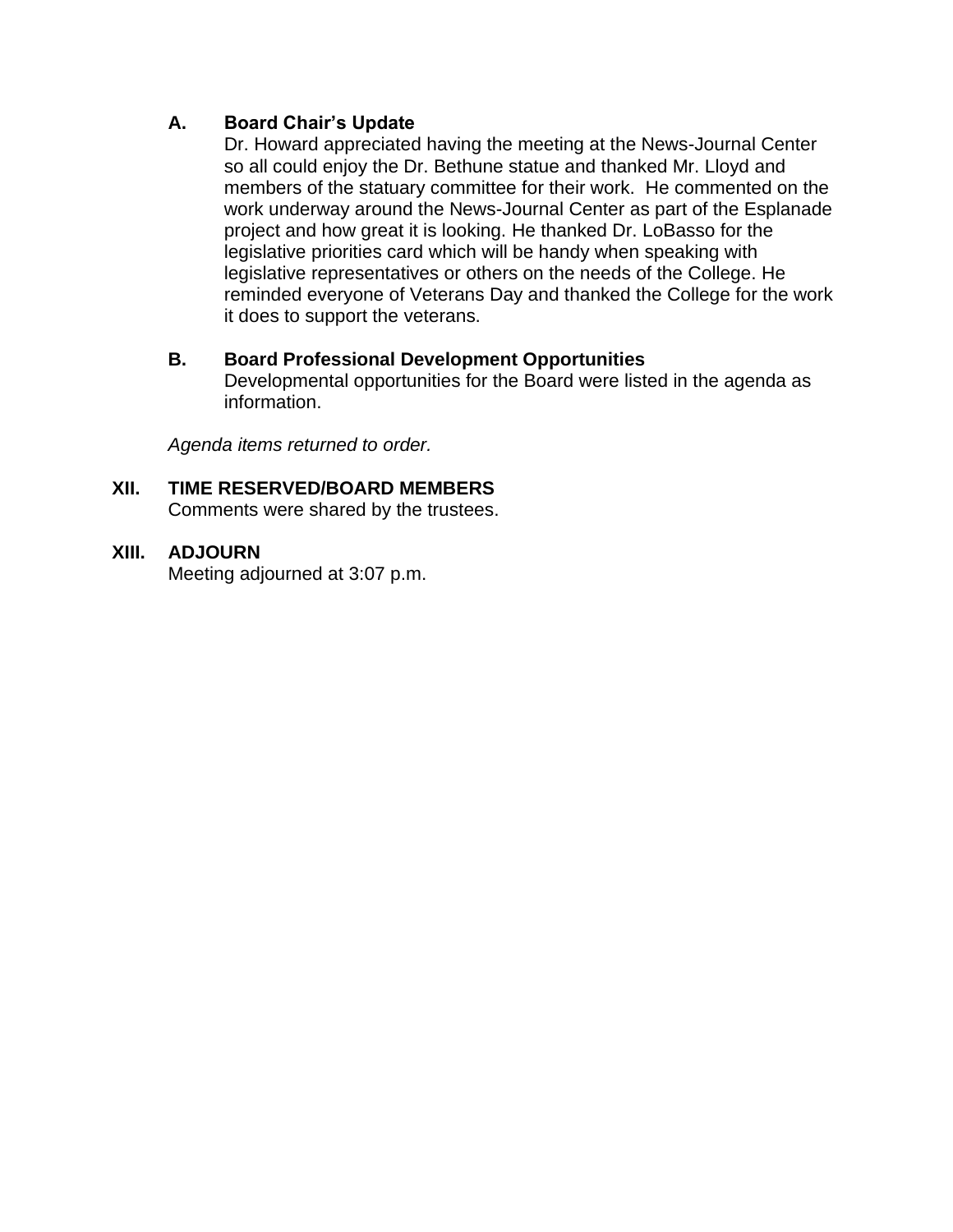### A. Board Chair's Update

Dr. Howard appreciated having the meeting at the News-Journal Center so all could enjoy the Dr. Bethune statue and thanked Mr. Lloyd and members of the statuary committee for their work.  He commented on the work underway around the News-Journal Center as part of the Esplanade project and how great it is looking. He thanked Dr. LoBasso for the legislative priorities card which will be handy when speaking with legislative representatives or others on the needs of the College. He reminded everyone of Veterans Day and thanked the College for the work it does to support the veterans.

### B. Board Professional Development Opportunities

Developmental opportunities for the Board were listed in the agenda as information.

*Agenda items returned to order.*

## XII. TIME RESERVED/BOARD MEMBERS

Comments were shared by the trustees.

## XIII. ADJOURN

Meeting adjourned at 3:07 p.m.